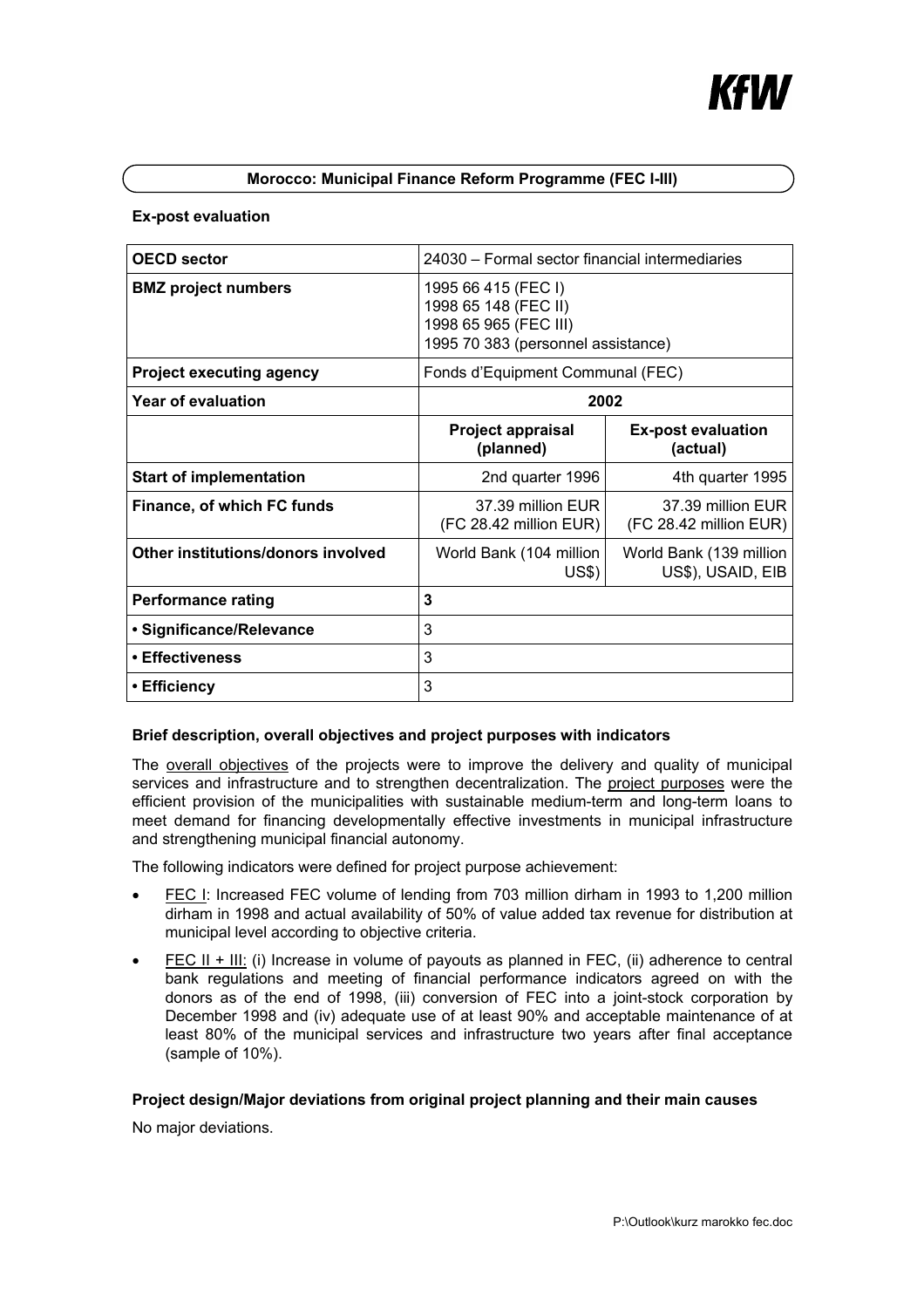# Morocco: Municipal Finance Reform Programme (FEC I-III)

**Ex-post evaluation**

| **OECD sector** | 24030 – Formal sector financial intermediaries | |
|---|---|---|
| **BMZ project numbers** | 1995 66 415 (FEC I)<br>1998 65 148 (FEC II)<br>1998 65 965 (FEC III)<br>1995 70 383 (personnel assistance) | |
| **Project executing agency** | Fonds d'Equipment Communal (FEC) | |
| **Year of evaluation** | **2002** | |
| | **Project appraisal (planned)** | **Ex-post evaluation (actual)** |
| **Start of implementation** | 2nd quarter 1996 | 4th quarter 1995 |
| **Finance, of which FC funds** | 37.39 million EUR (FC 28.42 million EUR) | 37.39 million EUR (FC 28.42 million EUR) |
| **Other institutions/donors involved** | World Bank (104 million US$) | World Bank (139 million US$), USAID, EIB |
| **Performance rating** | **3** | |
| **• Significance/Relevance** | 3 | |
| **• Effectiveness** | 3 | |
| **• Efficiency** | 3 | |

**Brief description, overall objectives and project purposes with indicators**

The overall objectives of the projects were to improve the delivery and quality of municipal services and infrastructure and to strengthen decentralization. The project purposes were the efficient provision of the municipalities with sustainable medium-term and long-term loans to meet demand for financing developmentally effective investments in municipal infrastructure and strengthening municipal financial autonomy.

The following indicators were defined for project purpose achievement:

- FEC I: Increased FEC volume of lending from 703 million dirham in 1993 to 1,200 million dirham in 1998 and actual availability of 50% of value added tax revenue for distribution at municipal level according to objective criteria.
- FEC II + III: (i) Increase in volume of payouts as planned in FEC, (ii) adherence to central bank regulations and meeting of financial performance indicators agreed on with the donors as of the end of 1998, (iii) conversion of FEC into a joint-stock corporation by December 1998 and (iv) adequate use of at least 90% and acceptable maintenance of at least 80% of the municipal services and infrastructure two years after final acceptance (sample of 10%).

**Project design/Major deviations from original project planning and their main causes**

No major deviations.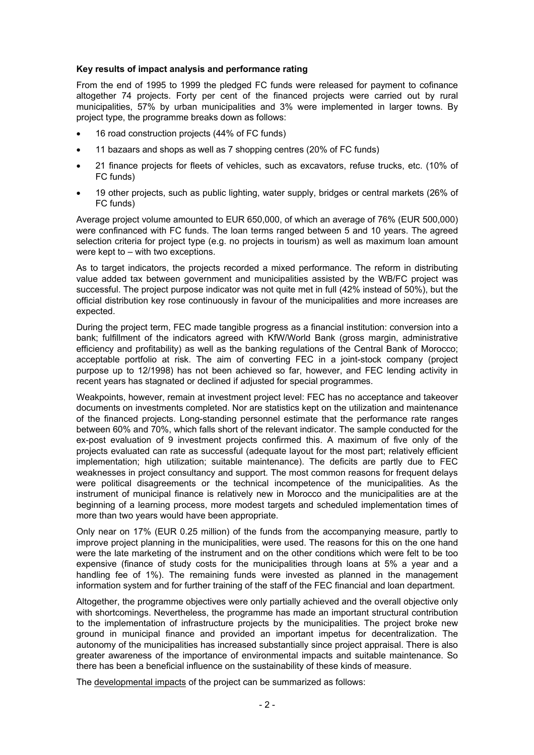**Key results of impact analysis and performance rating**

From the end of 1995 to 1999 the pledged FC funds were released for payment to cofinance altogether 74 projects. Forty per cent of the financed projects were carried out by rural municipalities, 57% by urban municipalities and 3% were implemented in larger towns. By project type, the programme breaks down as follows:

- 16 road construction projects (44% of FC funds)
- 11 bazaars and shops as well as 7 shopping centres (20% of FC funds)
- 21 finance projects for fleets of vehicles, such as excavators, refuse trucks, etc. (10% of FC funds)
- 19 other projects, such as public lighting, water supply, bridges or central markets (26% of FC funds)

Average project volume amounted to EUR 650,000, of which an average of 76% (EUR 500,000) were confinanced with FC funds. The loan terms ranged between 5 and 10 years. The agreed selection criteria for project type (e.g. no projects in tourism) as well as maximum loan amount were kept to – with two exceptions.

As to target indicators, the projects recorded a mixed performance. The reform in distributing value added tax between government and municipalities assisted by the WB/FC project was successful. The project purpose indicator was not quite met in full (42% instead of 50%), but the official distribution key rose continuously in favour of the municipalities and more increases are expected.

During the project term, FEC made tangible progress as a financial institution: conversion into a bank; fulfillment of the indicators agreed with KfW/World Bank (gross margin, administrative efficiency and profitability) as well as the banking regulations of the Central Bank of Morocco; acceptable portfolio at risk. The aim of converting FEC in a joint-stock company (project purpose up to 12/1998) has not been achieved so far, however, and FEC lending activity in recent years has stagnated or declined if adjusted for special programmes.

Weakpoints, however, remain at investment project level: FEC has no acceptance and takeover documents on investments completed. Nor are statistics kept on the utilization and maintenance of the financed projects. Long-standing personnel estimate that the performance rate ranges between 60% and 70%, which falls short of the relevant indicator. The sample conducted for the ex-post evaluation of 9 investment projects confirmed this. A maximum of five only of the projects evaluated can rate as successful (adequate layout for the most part; relatively efficient implementation; high utilization; suitable maintenance). The deficits are partly due to FEC weaknesses in project consultancy and support. The most common reasons for frequent delays were political disagreements or the technical incompetence of the municipalities. As the instrument of municipal finance is relatively new in Morocco and the municipalities are at the beginning of a learning process, more modest targets and scheduled implementation times of more than two years would have been appropriate.

Only near on 17% (EUR 0.25 million) of the funds from the accompanying measure, partly to improve project planning in the municipalities, were used. The reasons for this on the one hand were the late marketing of the instrument and on the other conditions which were felt to be too expensive (finance of study costs for the municipalities through loans at 5% a year and a handling fee of 1%). The remaining funds were invested as planned in the management information system and for further training of the staff of the FEC financial and loan department.

Altogether, the programme objectives were only partially achieved and the overall objective only with shortcomings. Nevertheless, the programme has made an important structural contribution to the implementation of infrastructure projects by the municipalities. The project broke new ground in municipal finance and provided an important impetus for decentralization. The autonomy of the municipalities has increased substantially since project appraisal. There is also greater awareness of the importance of environmental impacts and suitable maintenance. So there has been a beneficial influence on the sustainability of these kinds of measure.

The developmental impacts of the project can be summarized as follows: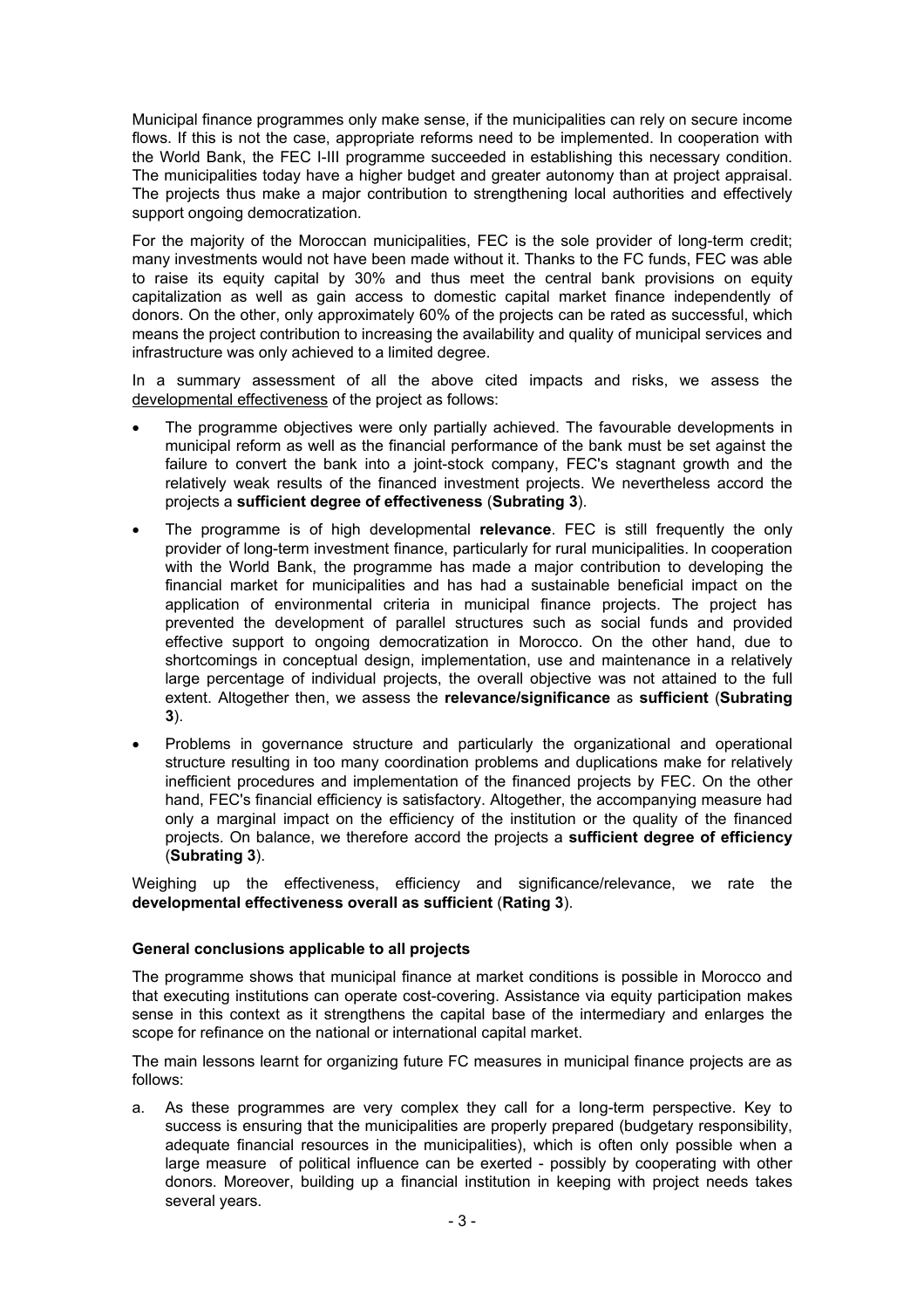Municipal finance programmes only make sense, if the municipalities can rely on secure income flows. If this is not the case, appropriate reforms need to be implemented. In cooperation with the World Bank, the FEC I-III programme succeeded in establishing this necessary condition. The municipalities today have a higher budget and greater autonomy than at project appraisal. The projects thus make a major contribution to strengthening local authorities and effectively support ongoing democratization.

For the majority of the Moroccan municipalities, FEC is the sole provider of long-term credit; many investments would not have been made without it. Thanks to the FC funds, FEC was able to raise its equity capital by 30% and thus meet the central bank provisions on equity capitalization as well as gain access to domestic capital market finance independently of donors. On the other, only approximately 60% of the projects can be rated as successful, which means the project contribution to increasing the availability and quality of municipal services and infrastructure was only achieved to a limited degree.

In a summary assessment of all the above cited impacts and risks, we assess the developmental effectiveness of the project as follows:

- The programme objectives were only partially achieved. The favourable developments in municipal reform as well as the financial performance of the bank must be set against the failure to convert the bank into a joint-stock company, FEC's stagnant growth and the relatively weak results of the financed investment projects. We nevertheless accord the projects a **sufficient degree of effectiveness** (**Subrating 3**).
- The programme is of high developmental **relevance**. FEC is still frequently the only provider of long-term investment finance, particularly for rural municipalities. In cooperation with the World Bank, the programme has made a major contribution to developing the financial market for municipalities and has had a sustainable beneficial impact on the application of environmental criteria in municipal finance projects. The project has prevented the development of parallel structures such as social funds and provided effective support to ongoing democratization in Morocco. On the other hand, due to shortcomings in conceptual design, implementation, use and maintenance in a relatively large percentage of individual projects, the overall objective was not attained to the full extent. Altogether then, we assess the **relevance/significance** as **sufficient** (**Subrating 3**).
- Problems in governance structure and particularly the organizational and operational structure resulting in too many coordination problems and duplications make for relatively inefficient procedures and implementation of the financed projects by FEC. On the other hand, FEC's financial efficiency is satisfactory. Altogether, the accompanying measure had only a marginal impact on the efficiency of the institution or the quality of the financed projects. On balance, we therefore accord the projects a **sufficient degree of efficiency** (**Subrating 3**).

Weighing up the effectiveness, efficiency and significance/relevance, we rate the **developmental effectiveness overall as sufficient** (**Rating 3**).

#### General conclusions applicable to all projects

The programme shows that municipal finance at market conditions is possible in Morocco and that executing institutions can operate cost-covering. Assistance via equity participation makes sense in this context as it strengthens the capital base of the intermediary and enlarges the scope for refinance on the national or international capital market.

The main lessons learnt for organizing future FC measures in municipal finance projects are as follows:

a. As these programmes are very complex they call for a long-term perspective. Key to success is ensuring that the municipalities are properly prepared (budgetary responsibility, adequate financial resources in the municipalities), which is often only possible when a large measure of political influence can be exerted - possibly by cooperating with other donors. Moreover, building up a financial institution in keeping with project needs takes several years.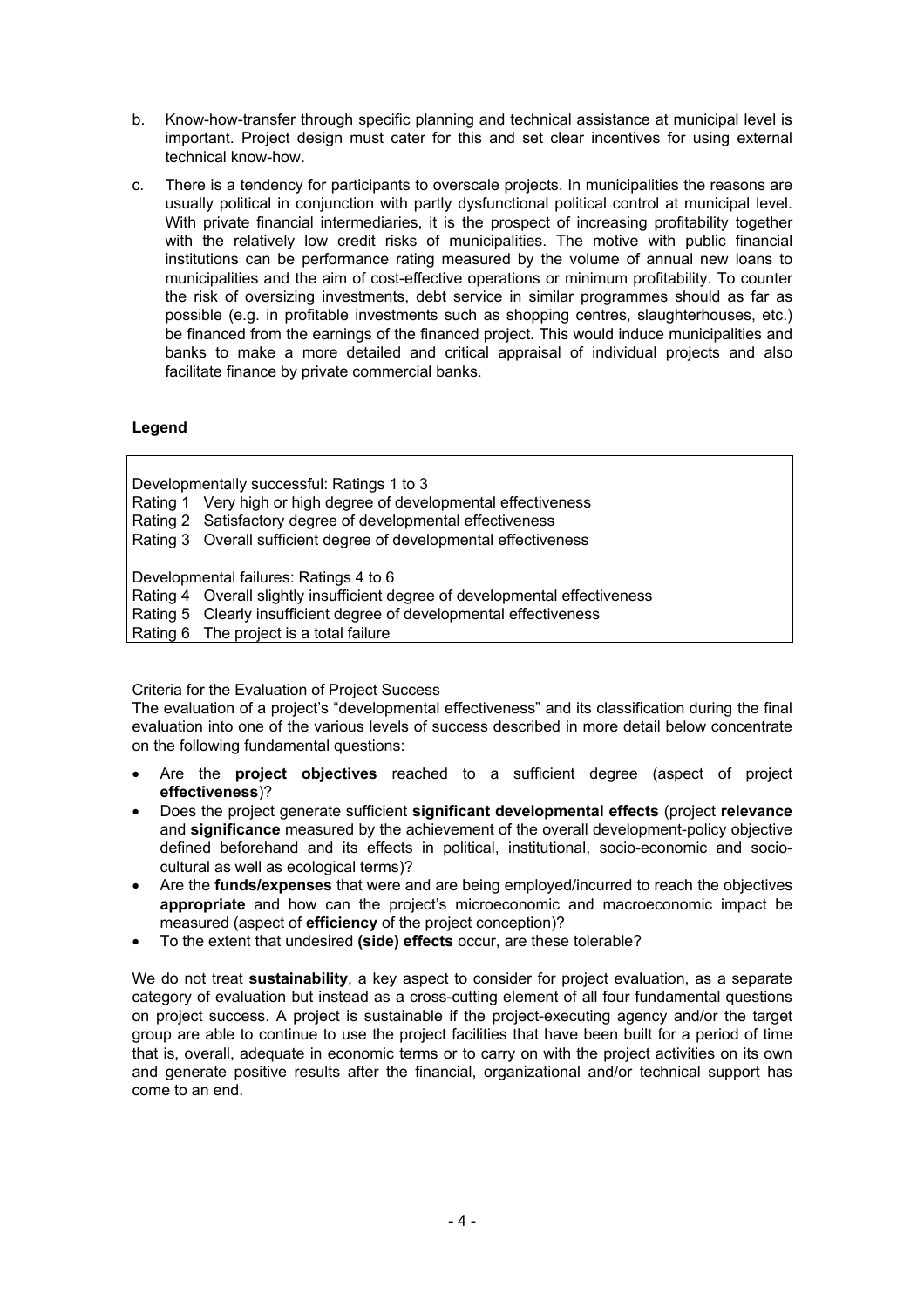b. Know-how-transfer through specific planning and technical assistance at municipal level is important. Project design must cater for this and set clear incentives for using external technical know-how.

c. There is a tendency for participants to overscale projects. In municipalities the reasons are usually political in conjunction with partly dysfunctional political control at municipal level. With private financial intermediaries, it is the prospect of increasing profitability together with the relatively low credit risks of municipalities. The motive with public financial institutions can be performance rating measured by the volume of annual new loans to municipalities and the aim of cost-effective operations or minimum profitability. To counter the risk of oversizing investments, debt service in similar programmes should as far as possible (e.g. in profitable investments such as shopping centres, slaughterhouses, etc.) be financed from the earnings of the financed project. This would induce municipalities and banks to make a more detailed and critical appraisal of individual projects and also facilitate finance by private commercial banks.

**Legend**

Developmentally successful: Ratings 1 to 3
Rating 1 Very high or high degree of developmental effectiveness
Rating 2 Satisfactory degree of developmental effectiveness
Rating 3 Overall sufficient degree of developmental effectiveness

Developmental failures: Ratings 4 to 6
Rating 4 Overall slightly insufficient degree of developmental effectiveness
Rating 5 Clearly insufficient degree of developmental effectiveness
Rating 6 The project is a total failure

Criteria for the Evaluation of Project Success

The evaluation of a project's "developmental effectiveness" and its classification during the final evaluation into one of the various levels of success described in more detail below concentrate on the following fundamental questions:

- Are the **project objectives** reached to a sufficient degree (aspect of project **effectiveness**)?
- Does the project generate sufficient **significant developmental effects** (project **relevance** and **significance** measured by the achievement of the overall development-policy objective defined beforehand and its effects in political, institutional, socio-economic and socio-cultural as well as ecological terms)?
- Are the **funds/expenses** that were and are being employed/incurred to reach the objectives **appropriate** and how can the project's microeconomic and macroeconomic impact be measured (aspect of **efficiency** of the project conception)?
- To the extent that undesired **(side) effects** occur, are these tolerable?

We do not treat **sustainability**, a key aspect to consider for project evaluation, as a separate category of evaluation but instead as a cross-cutting element of all four fundamental questions on project success. A project is sustainable if the project-executing agency and/or the target group are able to continue to use the project facilities that have been built for a period of time that is, overall, adequate in economic terms or to carry on with the project activities on its own and generate positive results after the financial, organizational and/or technical support has come to an end.